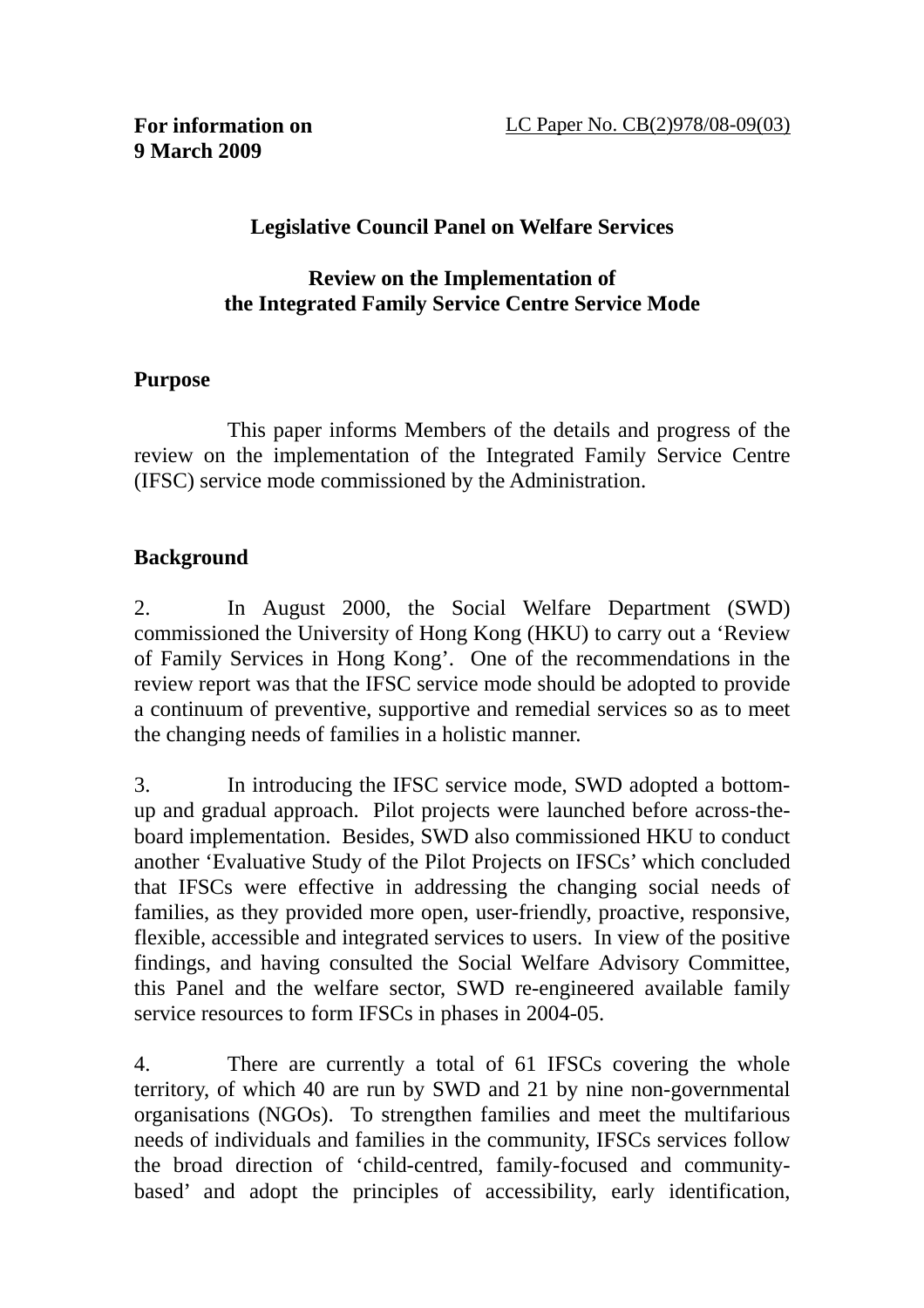**For information on 9 March 2009**

LC Paper No. CB(2)978/08-09(03)

**Legislative Council Panel on Welfare Services**

**Review on the Implementation of the Integrated Family Service Centre Service Mode**

## Purpose

This paper informs Members of the details and progress of the review on the implementation of the Integrated Family Service Centre (IFSC) service mode commissioned by the Administration.

## Background

2. In August 2000, the Social Welfare Department (SWD) commissioned the University of Hong Kong (HKU) to carry out a 'Review of Family Services in Hong Kong'. One of the recommendations in the review report was that the IFSC service mode should be adopted to provide a continuum of preventive, supportive and remedial services so as to meet the changing needs of families in a holistic manner.

3. In introducing the IFSC service mode, SWD adopted a bottom-up and gradual approach. Pilot projects were launched before across-the-board implementation. Besides, SWD also commissioned HKU to conduct another 'Evaluative Study of the Pilot Projects on IFSCs' which concluded that IFSCs were effective in addressing the changing social needs of families, as they provided more open, user-friendly, proactive, responsive, flexible, accessible and integrated services to users. In view of the positive findings, and having consulted the Social Welfare Advisory Committee, this Panel and the welfare sector, SWD re-engineered available family service resources to form IFSCs in phases in 2004-05.

4. There are currently a total of 61 IFSCs covering the whole territory, of which 40 are run by SWD and 21 by nine non-governmental organisations (NGOs). To strengthen families and meet the multifarious needs of individuals and families in the community, IFSCs services follow the broad direction of 'child-centred, family-focused and community-based' and adopt the principles of accessibility, early identification,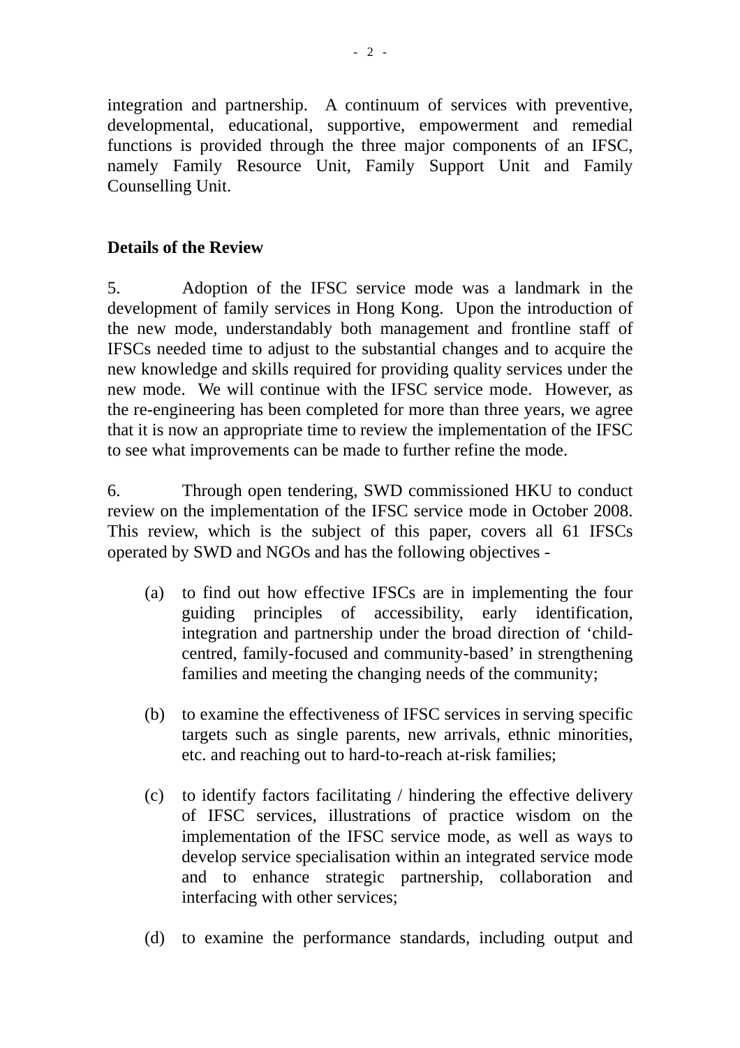integration and partnership. A continuum of services with preventive, developmental, educational, supportive, empowerment and remedial functions is provided through the three major components of an IFSC, namely Family Resource Unit, Family Support Unit and Family Counselling Unit.

**Details of the Review**

5. Adoption of the IFSC service mode was a landmark in the development of family services in Hong Kong. Upon the introduction of the new mode, understandably both management and frontline staff of IFSCs needed time to adjust to the substantial changes and to acquire the new knowledge and skills required for providing quality services under the new mode. We will continue with the IFSC service mode. However, as the re-engineering has been completed for more than three years, we agree that it is now an appropriate time to review the implementation of the IFSC to see what improvements can be made to further refine the mode.

6. Through open tendering, SWD commissioned HKU to conduct review on the implementation of the IFSC service mode in October 2008. This review, which is the subject of this paper, covers all 61 IFSCs operated by SWD and NGOs and has the following objectives -

(a) to find out how effective IFSCs are in implementing the four guiding principles of accessibility, early identification, integration and partnership under the broad direction of 'child-centred, family-focused and community-based' in strengthening families and meeting the changing needs of the community;

(b) to examine the effectiveness of IFSC services in serving specific targets such as single parents, new arrivals, ethnic minorities, etc. and reaching out to hard-to-reach at-risk families;

(c) to identify factors facilitating / hindering the effective delivery of IFSC services, illustrations of practice wisdom on the implementation of the IFSC service mode, as well as ways to develop service specialisation within an integrated service mode and to enhance strategic partnership, collaboration and interfacing with other services;

(d) to examine the performance standards, including output and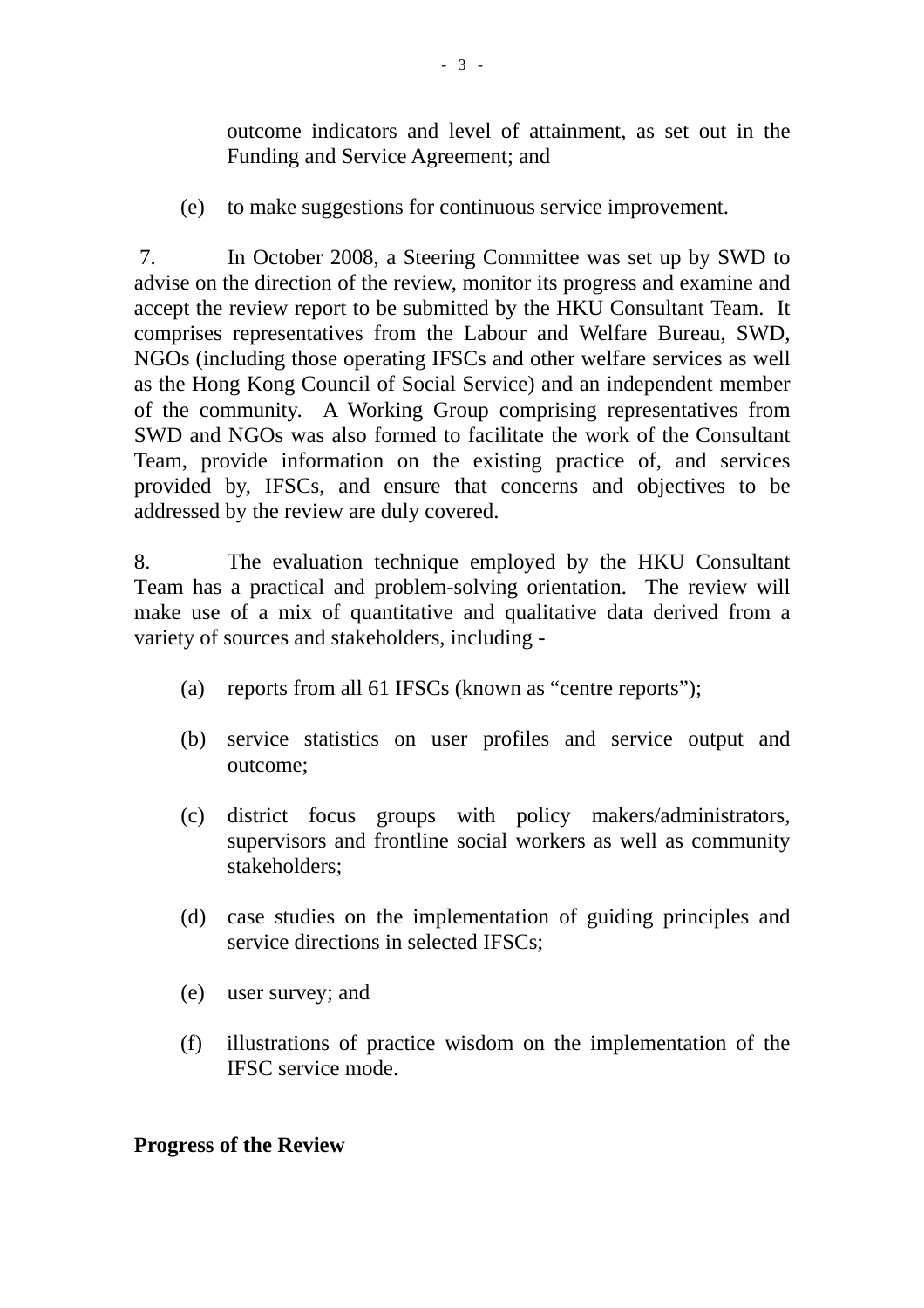outcome indicators and level of attainment, as set out in the Funding and Service Agreement; and

(e) to make suggestions for continuous service improvement.

7. In October 2008, a Steering Committee was set up by SWD to advise on the direction of the review, monitor its progress and examine and accept the review report to be submitted by the HKU Consultant Team. It comprises representatives from the Labour and Welfare Bureau, SWD, NGOs (including those operating IFSCs and other welfare services as well as the Hong Kong Council of Social Service) and an independent member of the community. A Working Group comprising representatives from SWD and NGOs was also formed to facilitate the work of the Consultant Team, provide information on the existing practice of, and services provided by, IFSCs, and ensure that concerns and objectives to be addressed by the review are duly covered.

8. The evaluation technique employed by the HKU Consultant Team has a practical and problem-solving orientation. The review will make use of a mix of quantitative and qualitative data derived from a variety of sources and stakeholders, including -

(a) reports from all 61 IFSCs (known as "centre reports");

(b) service statistics on user profiles and service output and outcome;

(c) district focus groups with policy makers/administrators, supervisors and frontline social workers as well as community stakeholders;

(d) case studies on the implementation of guiding principles and service directions in selected IFSCs;

(e) user survey; and

(f) illustrations of practice wisdom on the implementation of the IFSC service mode.

**Progress of the Review**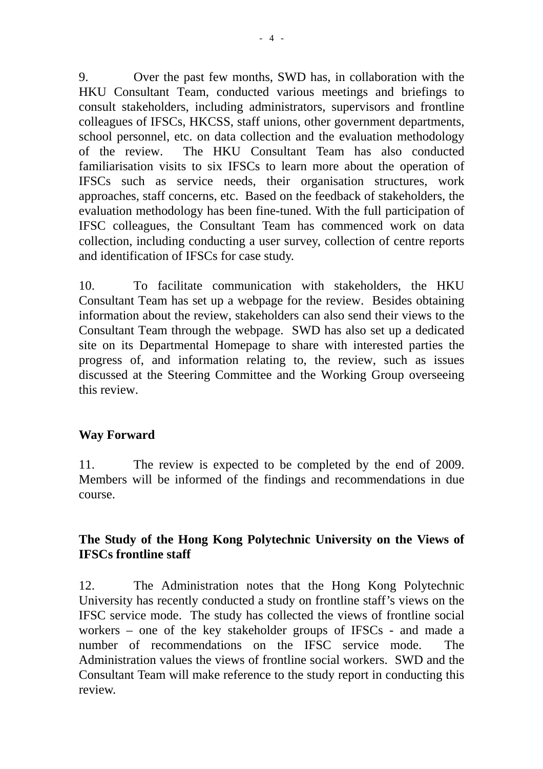9. Over the past few months, SWD has, in collaboration with the HKU Consultant Team, conducted various meetings and briefings to consult stakeholders, including administrators, supervisors and frontline colleagues of IFSCs, HKCSS, staff unions, other government departments, school personnel, etc. on data collection and the evaluation methodology of the review. The HKU Consultant Team has also conducted familiarisation visits to six IFSCs to learn more about the operation of IFSCs such as service needs, their organisation structures, work approaches, staff concerns, etc. Based on the feedback of stakeholders, the evaluation methodology has been fine-tuned. With the full participation of IFSC colleagues, the Consultant Team has commenced work on data collection, including conducting a user survey, collection of centre reports and identification of IFSCs for case study.

10. To facilitate communication with stakeholders, the HKU Consultant Team has set up a webpage for the review. Besides obtaining information about the review, stakeholders can also send their views to the Consultant Team through the webpage. SWD has also set up a dedicated site on its Departmental Homepage to share with interested parties the progress of, and information relating to, the review, such as issues discussed at the Steering Committee and the Working Group overseeing this review.

## Way Forward

11. The review is expected to be completed by the end of 2009. Members will be informed of the findings and recommendations in due course.

## The Study of the Hong Kong Polytechnic University on the Views of IFSCs frontline staff

12. The Administration notes that the Hong Kong Polytechnic University has recently conducted a study on frontline staff's views on the IFSC service mode. The study has collected the views of frontline social workers – one of the key stakeholder groups of IFSCs - and made a number of recommendations on the IFSC service mode. The Administration values the views of frontline social workers. SWD and the Consultant Team will make reference to the study report in conducting this review.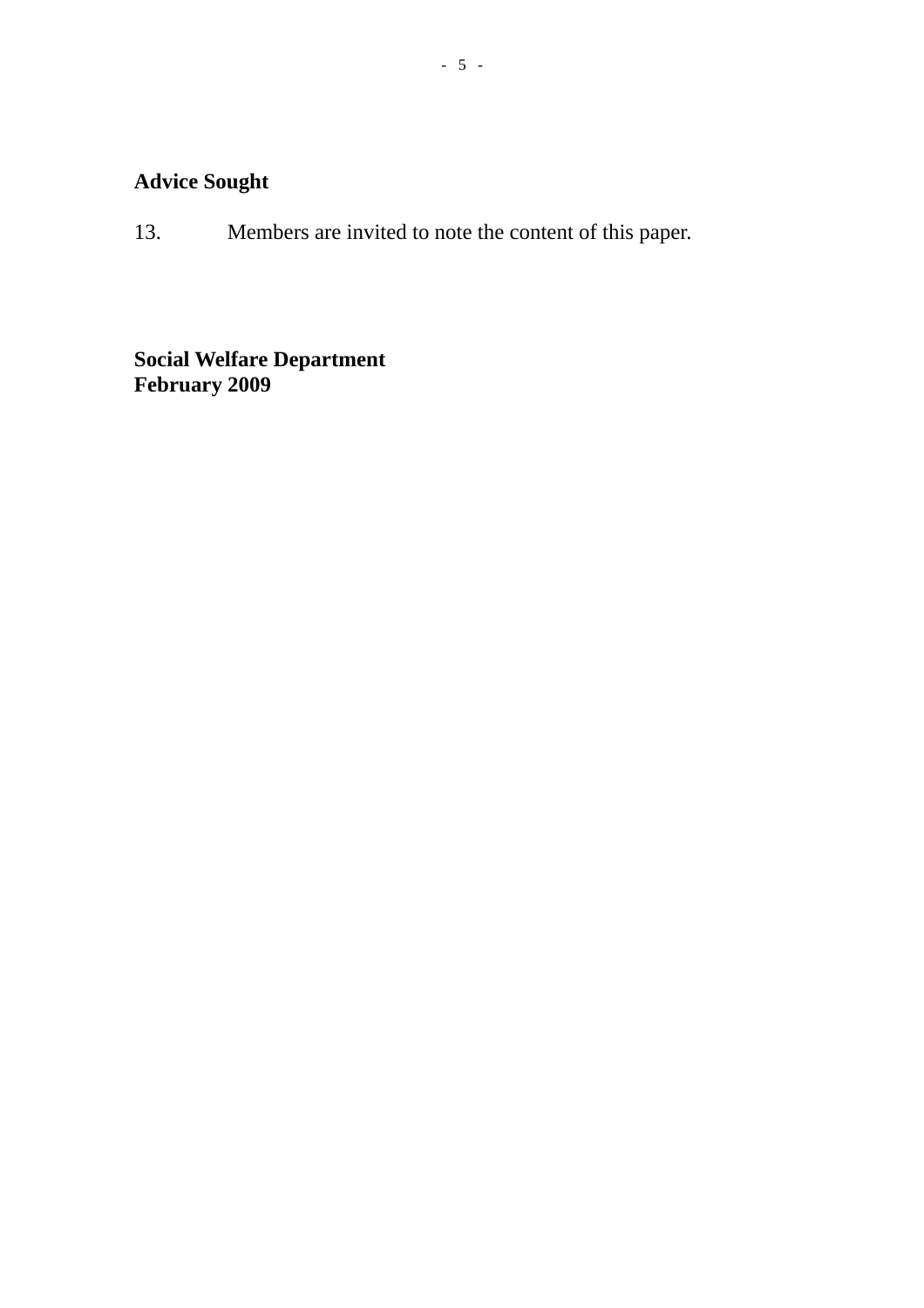**Advice Sought**

13. Members are invited to note the content of this paper.

**Social Welfare Department**
**February 2009**